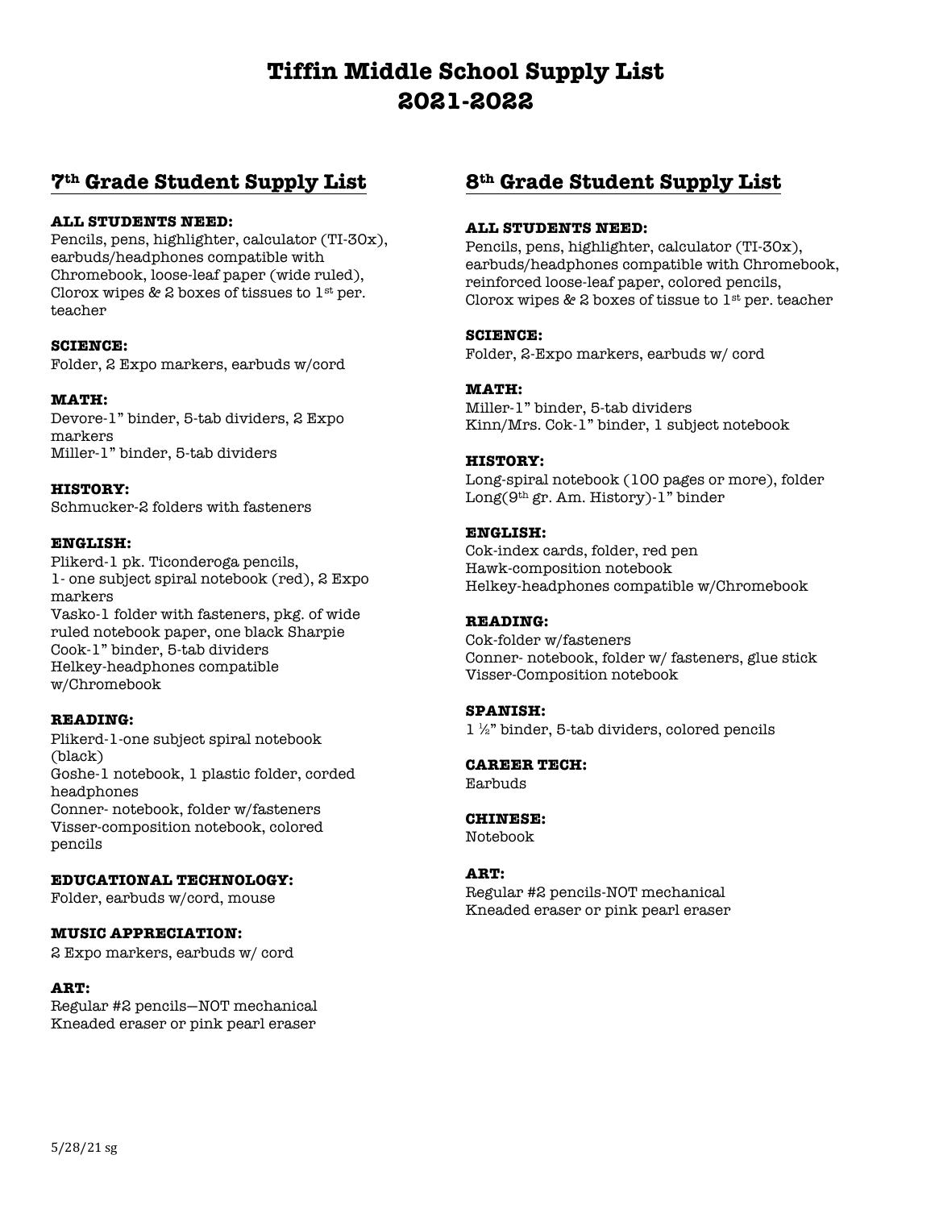# Tiffin Middle School Supply List
# 2021-2022

## 7th Grade Student Supply List

**ALL STUDENTS NEED:**
Pencils, pens, highlighter, calculator (TI-30x), earbuds/headphones compatible with Chromebook, loose-leaf paper (wide ruled), Clorox wipes & 2 boxes of tissues to 1st per. teacher

**SCIENCE:**
Folder, 2 Expo markers, earbuds w/cord

**MATH:**
Devore-1" binder, 5-tab dividers, 2 Expo markers
Miller-1" binder, 5-tab dividers

**HISTORY:**
Schmucker-2 folders with fasteners

**ENGLISH:**
Plikerd-1 pk. Ticonderoga pencils, 1- one subject spiral notebook (red), 2 Expo markers
Vasko-1 folder with fasteners, pkg. of wide ruled notebook paper, one black Sharpie
Cook-1" binder, 5-tab dividers
Helkey-headphones compatible w/Chromebook

**READING:**
Plikerd-1-one subject spiral notebook (black)
Goshe-1 notebook, 1 plastic folder, corded headphones
Conner- notebook, folder w/fasteners
Visser-composition notebook, colored pencils

**EDUCATIONAL TECHNOLOGY:**
Folder, earbuds w/cord, mouse

**MUSIC APPRECIATION:**
2 Expo markers, earbuds w/ cord

**ART:**
Regular #2 pencils—NOT mechanical
Kneaded eraser or pink pearl eraser

## 8th Grade Student Supply List

**ALL STUDENTS NEED:**
Pencils, pens, highlighter, calculator (TI-30x), earbuds/headphones compatible with Chromebook, reinforced loose-leaf paper, colored pencils, Clorox wipes & 2 boxes of tissue to 1st per. teacher

**SCIENCE:**
Folder, 2-Expo markers, earbuds w/ cord

**MATH:**
Miller-1" binder, 5-tab dividers
Kinn/Mrs. Cok-1" binder, 1 subject notebook

**HISTORY:**
Long-spiral notebook (100 pages or more), folder
Long(9th gr. Am. History)-1" binder

**ENGLISH:**
Cok-index cards, folder, red pen
Hawk-composition notebook
Helkey-headphones compatible w/Chromebook

**READING:**
Cok-folder w/fasteners
Conner- notebook, folder w/ fasteners, glue stick
Visser-Composition notebook

**SPANISH:**
1 ½" binder, 5-tab dividers, colored pencils

**CAREER TECH:**
Earbuds

**CHINESE:**
Notebook

**ART:**
Regular #2 pencils-NOT mechanical
Kneaded eraser or pink pearl eraser

5/28/21 sg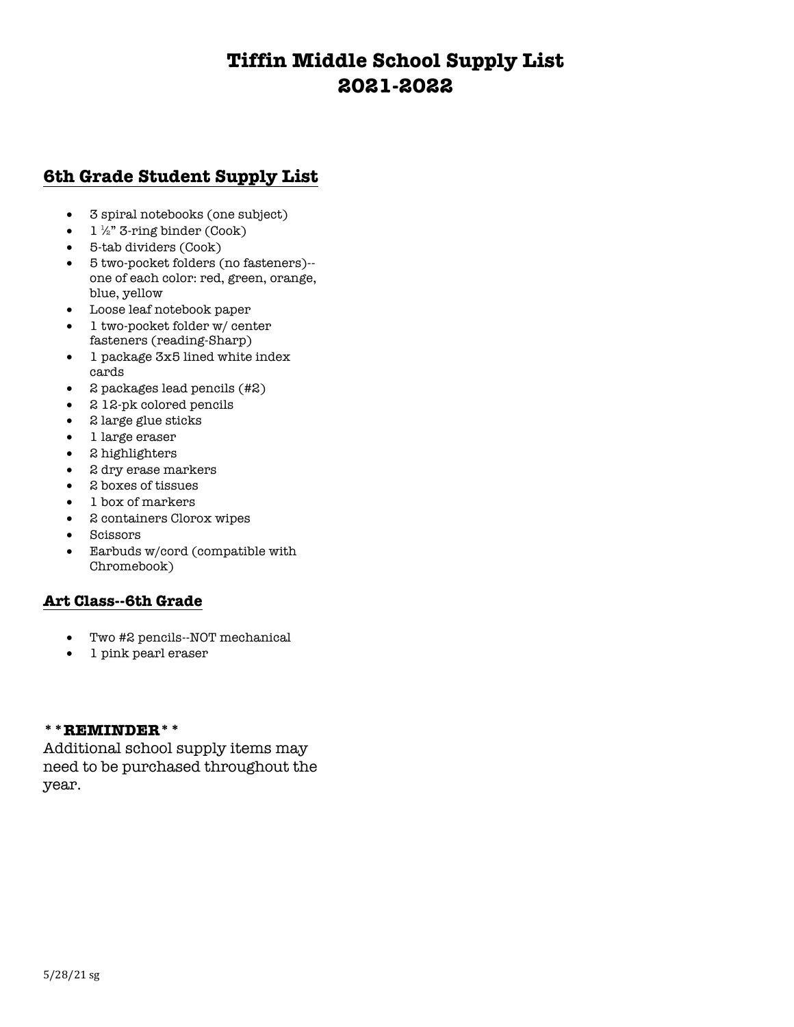# Tiffin Middle School Supply List
# 2021-2022

## 6th Grade Student Supply List

- 3 spiral notebooks (one subject)
- 1 ½" 3-ring binder (Cook)
- 5-tab dividers (Cook)
- 5 two-pocket folders (no fasteners)--one of each color: red, green, orange, blue, yellow
- Loose leaf notebook paper
- 1 two-pocket folder w/ center fasteners (reading-Sharp)
- 1 package 3x5 lined white index cards
- 2 packages lead pencils (#2)
- 2 12-pk colored pencils
- 2 large glue sticks
- 1 large eraser
- 2 highlighters
- 2 dry erase markers
- 2 boxes of tissues
- 1 box of markers
- 2 containers Clorox wipes
- Scissors
- Earbuds w/cord (compatible with Chromebook)

## Art Class--6th Grade

- Two #2 pencils--NOT mechanical
- 1 pink pearl eraser

****REMINDER****

Additional school supply items may need to be purchased throughout the year.

5/28/21 sg